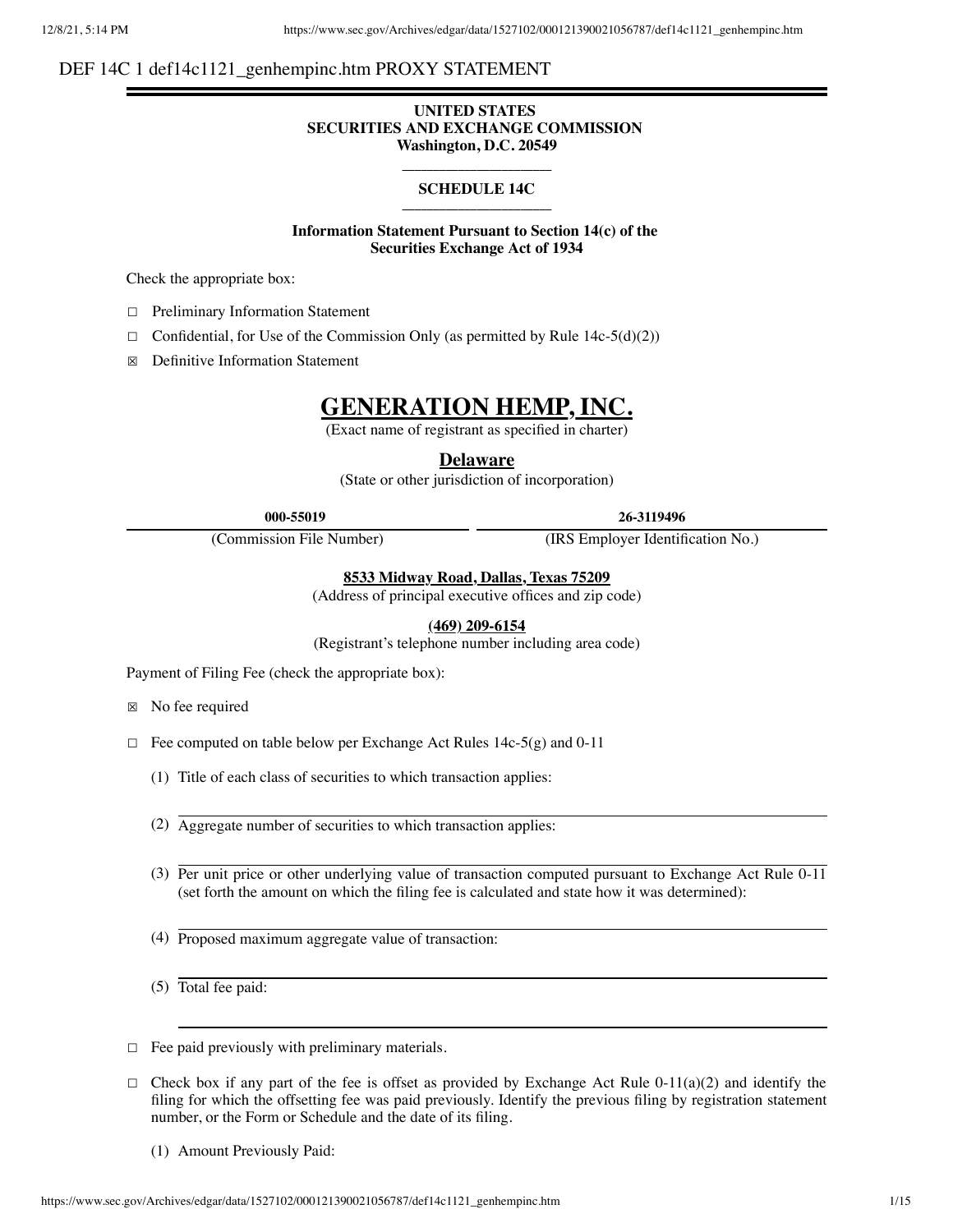DEF 14C 1 def14c1121_genhempinc.htm PROXY STATEMENT

**UNITED STATES**
**SECURITIES AND EXCHANGE COMMISSION**
**Washington, D.C. 20549**

**SCHEDULE 14C**

**Information Statement Pursuant to Section 14(c) of the Securities Exchange Act of 1934**

Check the appropriate box:

☐ Preliminary Information Statement

☐ Confidential, for Use of the Commission Only (as permitted by Rule 14c-5(d)(2))

☒ Definitive Information Statement

# GENERATION HEMP, INC.

(Exact name of registrant as specified in charter)

**Delaware**

(State or other jurisdiction of incorporation)

| **000-55019** | **26-3119496** |
|---|---|
| (Commission File Number) | (IRS Employer Identification No.) |

**8533 Midway Road, Dallas, Texas 75209**

(Address of principal executive offices and zip code)

**(469) 209-6154**

(Registrant's telephone number including area code)

Payment of Filing Fee (check the appropriate box):

☒ No fee required

☐ Fee computed on table below per Exchange Act Rules 14c-5(g) and 0-11

(1) Title of each class of securities to which transaction applies:

(2) Aggregate number of securities to which transaction applies:

(3) Per unit price or other underlying value of transaction computed pursuant to Exchange Act Rule 0-11 (set forth the amount on which the filing fee is calculated and state how it was determined):

(4) Proposed maximum aggregate value of transaction:

(5) Total fee paid:

☐ Fee paid previously with preliminary materials.

☐ Check box if any part of the fee is offset as provided by Exchange Act Rule 0-11(a)(2) and identify the filing for which the offsetting fee was paid previously. Identify the previous filing by registration statement number, or the Form or Schedule and the date of its filing.

(1) Amount Previously Paid: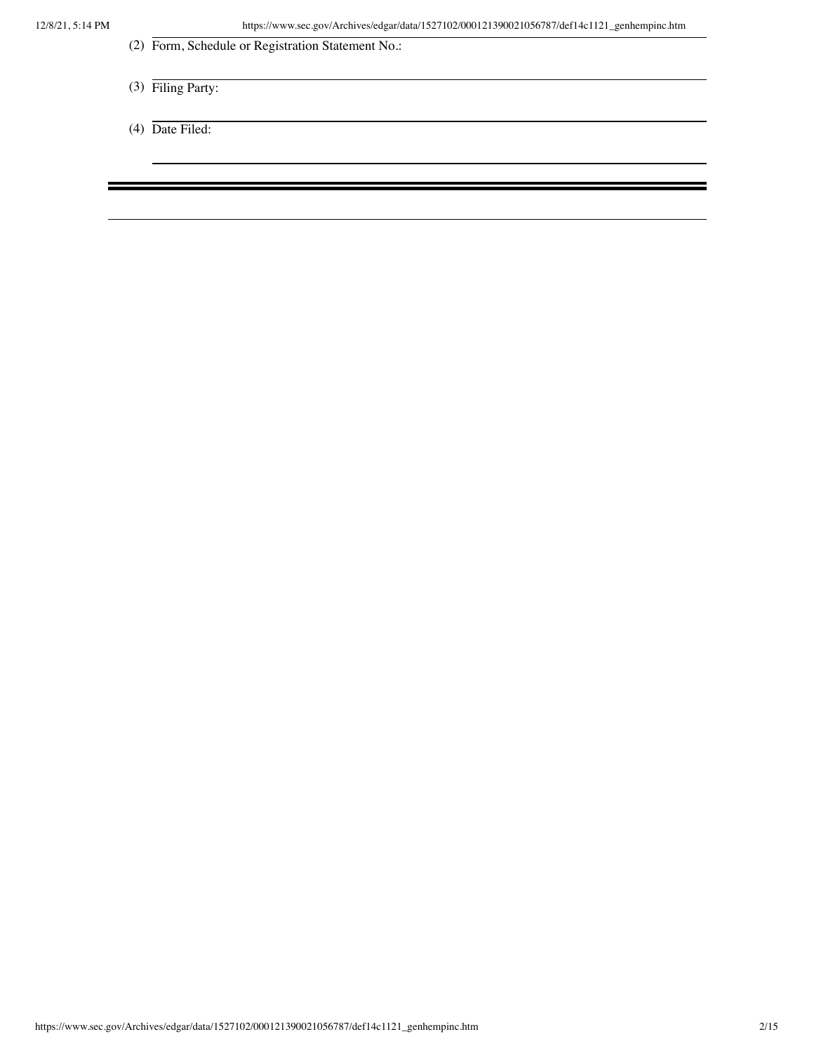(2) Form, Schedule or Registration Statement No.:

(3) Filing Party:

(4) Date Filed: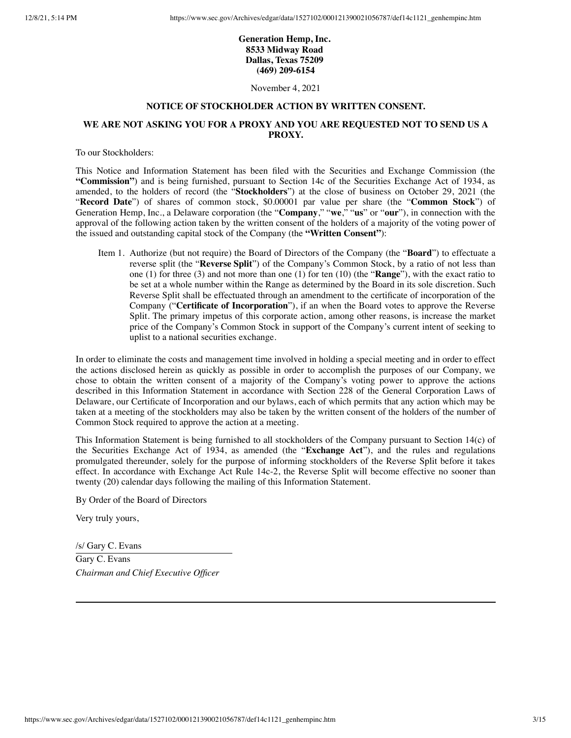**Generation Hemp, Inc.**
**8533 Midway Road**
**Dallas, Texas 75209**
**(469) 209-6154**

November 4, 2021

**NOTICE OF STOCKHOLDER ACTION BY WRITTEN CONSENT.**

**WE ARE NOT ASKING YOU FOR A PROXY AND YOU ARE REQUESTED NOT TO SEND US A PROXY.**

To our Stockholders:

This Notice and Information Statement has been filed with the Securities and Exchange Commission (the **"Commission"**) and is being furnished, pursuant to Section 14c of the Securities Exchange Act of 1934, as amended, to the holders of record (the "**Stockholders**") at the close of business on October 29, 2021 (the "**Record Date**") of shares of common stock, $0.00001 par value per share (the "**Common Stock**") of Generation Hemp, Inc., a Delaware corporation (the "**Company**," "**we**," "**us**" or "**our**"), in connection with the approval of the following action taken by the written consent of the holders of a majority of the voting power of the issued and outstanding capital stock of the Company (the **"Written Consent"**):

Item 1. Authorize (but not require) the Board of Directors of the Company (the "**Board**") to effectuate a reverse split (the "**Reverse Split**") of the Company's Common Stock, by a ratio of not less than one (1) for three (3) and not more than one (1) for ten (10) (the "**Range**"), with the exact ratio to be set at a whole number within the Range as determined by the Board in its sole discretion. Such Reverse Split shall be effectuated through an amendment to the certificate of incorporation of the Company ("**Certificate of Incorporation**"), if an when the Board votes to approve the Reverse Split. The primary impetus of this corporate action, among other reasons, is increase the market price of the Company's Common Stock in support of the Company's current intent of seeking to uplist to a national securities exchange.

In order to eliminate the costs and management time involved in holding a special meeting and in order to effect the actions disclosed herein as quickly as possible in order to accomplish the purposes of our Company, we chose to obtain the written consent of a majority of the Company's voting power to approve the actions described in this Information Statement in accordance with Section 228 of the General Corporation Laws of Delaware, our Certificate of Incorporation and our bylaws, each of which permits that any action which may be taken at a meeting of the stockholders may also be taken by the written consent of the holders of the number of Common Stock required to approve the action at a meeting.

This Information Statement is being furnished to all stockholders of the Company pursuant to Section 14(c) of the Securities Exchange Act of 1934, as amended (the "**Exchange Act**"), and the rules and regulations promulgated thereunder, solely for the purpose of informing stockholders of the Reverse Split before it takes effect. In accordance with Exchange Act Rule 14c-2, the Reverse Split will become effective no sooner than twenty (20) calendar days following the mailing of this Information Statement.

By Order of the Board of Directors

Very truly yours,

/s/ Gary C. Evans

Gary C. Evans

*Chairman and Chief Executive Officer*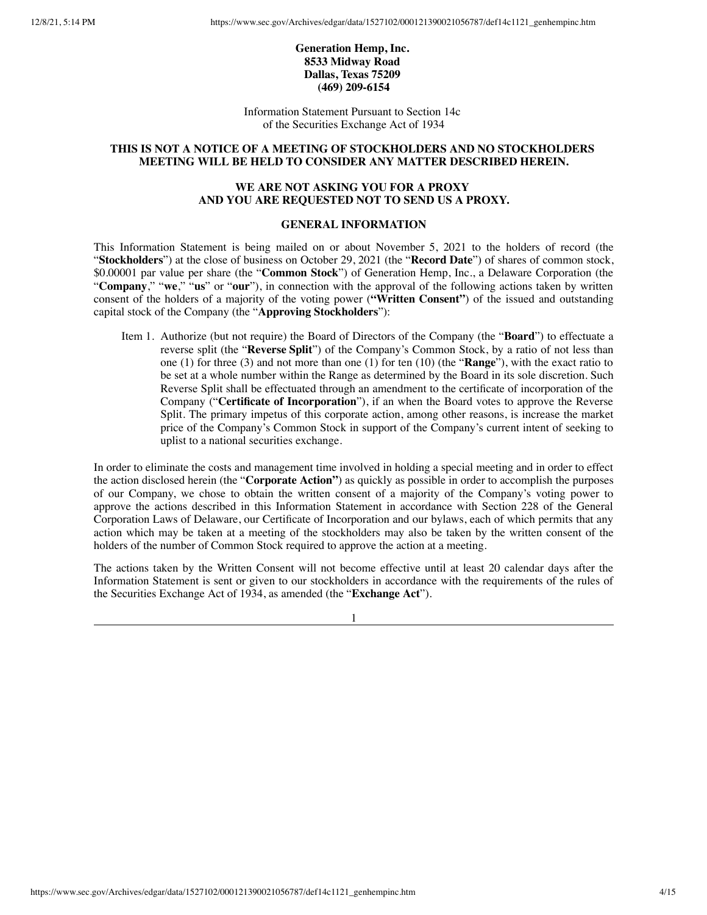**Generation Hemp, Inc.**
**8533 Midway Road**
**Dallas, Texas 75209**
**(469) 209-6154**

Information Statement Pursuant to Section 14c
of the Securities Exchange Act of 1934

**THIS IS NOT A NOTICE OF A MEETING OF STOCKHOLDERS AND NO STOCKHOLDERS MEETING WILL BE HELD TO CONSIDER ANY MATTER DESCRIBED HEREIN.**

**WE ARE NOT ASKING YOU FOR A PROXY AND YOU ARE REQUESTED NOT TO SEND US A PROXY.**

## GENERAL INFORMATION

This Information Statement is being mailed on or about November 5, 2021 to the holders of record (the "**Stockholders**") at the close of business on October 29, 2021 (the "**Record Date**") of shares of common stock, $0.00001 par value per share (the "**Common Stock**") of Generation Hemp, Inc., a Delaware Corporation (the "**Company**," "**we**," "**us**" or "**our**"), in connection with the approval of the following actions taken by written consent of the holders of a majority of the voting power (**"Written Consent"**) of the issued and outstanding capital stock of the Company (the "**Approving Stockholders**"):

Item 1. Authorize (but not require) the Board of Directors of the Company (the "**Board**") to effectuate a reverse split (the "**Reverse Split**") of the Company's Common Stock, by a ratio of not less than one (1) for three (3) and not more than one (1) for ten (10) (the "**Range**"), with the exact ratio to be set at a whole number within the Range as determined by the Board in its sole discretion. Such Reverse Split shall be effectuated through an amendment to the certificate of incorporation of the Company ("**Certificate of Incorporation**"), if an when the Board votes to approve the Reverse Split. The primary impetus of this corporate action, among other reasons, is increase the market price of the Company's Common Stock in support of the Company's current intent of seeking to uplist to a national securities exchange.

In order to eliminate the costs and management time involved in holding a special meeting and in order to effect the action disclosed herein (the "**Corporate Action"**) as quickly as possible in order to accomplish the purposes of our Company, we chose to obtain the written consent of a majority of the Company's voting power to approve the actions described in this Information Statement in accordance with Section 228 of the General Corporation Laws of Delaware, our Certificate of Incorporation and our bylaws, each of which permits that any action which may be taken at a meeting of the stockholders may also be taken by the written consent of the holders of the number of Common Stock required to approve the action at a meeting.

The actions taken by the Written Consent will not become effective until at least 20 calendar days after the Information Statement is sent or given to our stockholders in accordance with the requirements of the rules of the Securities Exchange Act of 1934, as amended (the "**Exchange Act**").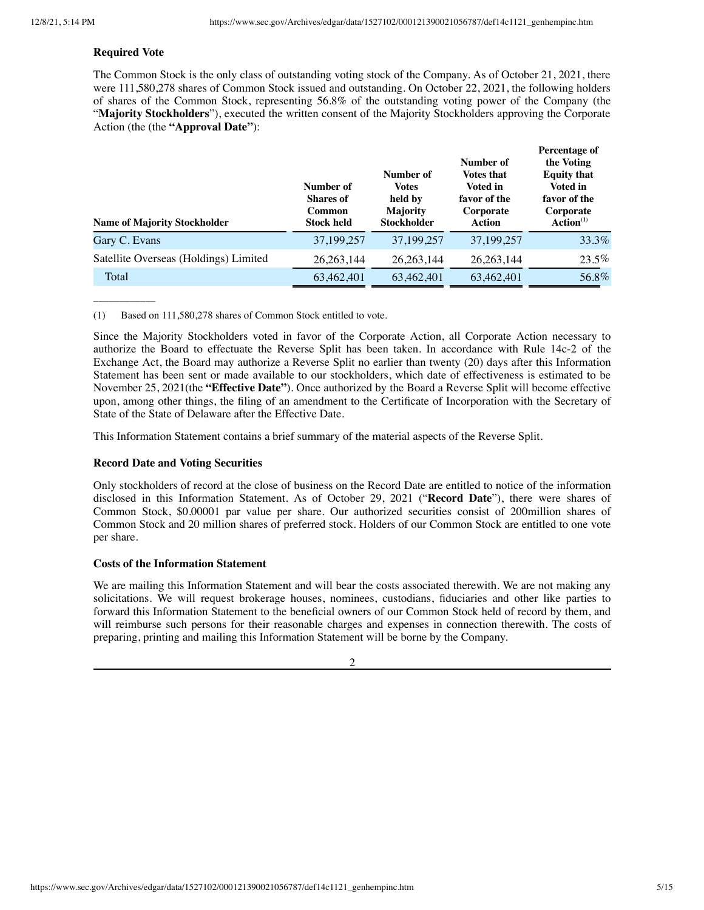**Required Vote**

The Common Stock is the only class of outstanding voting stock of the Company. As of October 21, 2021, there were 111,580,278 shares of Common Stock issued and outstanding. On October 22, 2021, the following holders of shares of the Common Stock, representing 56.8% of the outstanding voting power of the Company (the "**Majority Stockholders**"), executed the written consent of the Majority Stockholders approving the Corporate Action (the (the **"Approval Date"**):

| Name of Majority Stockholder | Number of Shares of Common Stock held | Number of Votes held by Majority Stockholder | Number of Votes that Voted in favor of the Corporate Action | Percentage of the Voting Equity that Voted in favor of the Corporate Action(1) |
|---|---|---|---|---|
| Gary C. Evans | 37,199,257 | 37,199,257 | 37,199,257 | 33.3% |
| Satellite Overseas (Holdings) Limited | 26,263,144 | 26,263,144 | 26,263,144 | 23.5% |
| Total | 63,462,401 | 63,462,401 | 63,462,401 | 56.8% |

(1) Based on 111,580,278 shares of Common Stock entitled to vote.

Since the Majority Stockholders voted in favor of the Corporate Action, all Corporate Action necessary to authorize the Board to effectuate the Reverse Split has been taken. In accordance with Rule 14c-2 of the Exchange Act, the Board may authorize a Reverse Split no earlier than twenty (20) days after this Information Statement has been sent or made available to our stockholders, which date of effectiveness is estimated to be November 25, 2021(the **"Effective Date"**). Once authorized by the Board a Reverse Split will become effective upon, among other things, the filing of an amendment to the Certificate of Incorporation with the Secretary of State of the State of Delaware after the Effective Date.

This Information Statement contains a brief summary of the material aspects of the Reverse Split.

**Record Date and Voting Securities**

Only stockholders of record at the close of business on the Record Date are entitled to notice of the information disclosed in this Information Statement. As of October 29, 2021 ("**Record Date**"), there were shares of Common Stock, $0.00001 par value per share. Our authorized securities consist of 200million shares of Common Stock and 20 million shares of preferred stock. Holders of our Common Stock are entitled to one vote per share.

**Costs of the Information Statement**

We are mailing this Information Statement and will bear the costs associated therewith. We are not making any solicitations. We will request brokerage houses, nominees, custodians, fiduciaries and other like parties to forward this Information Statement to the beneficial owners of our Common Stock held of record by them, and will reimburse such persons for their reasonable charges and expenses in connection therewith. The costs of preparing, printing and mailing this Information Statement will be borne by the Company.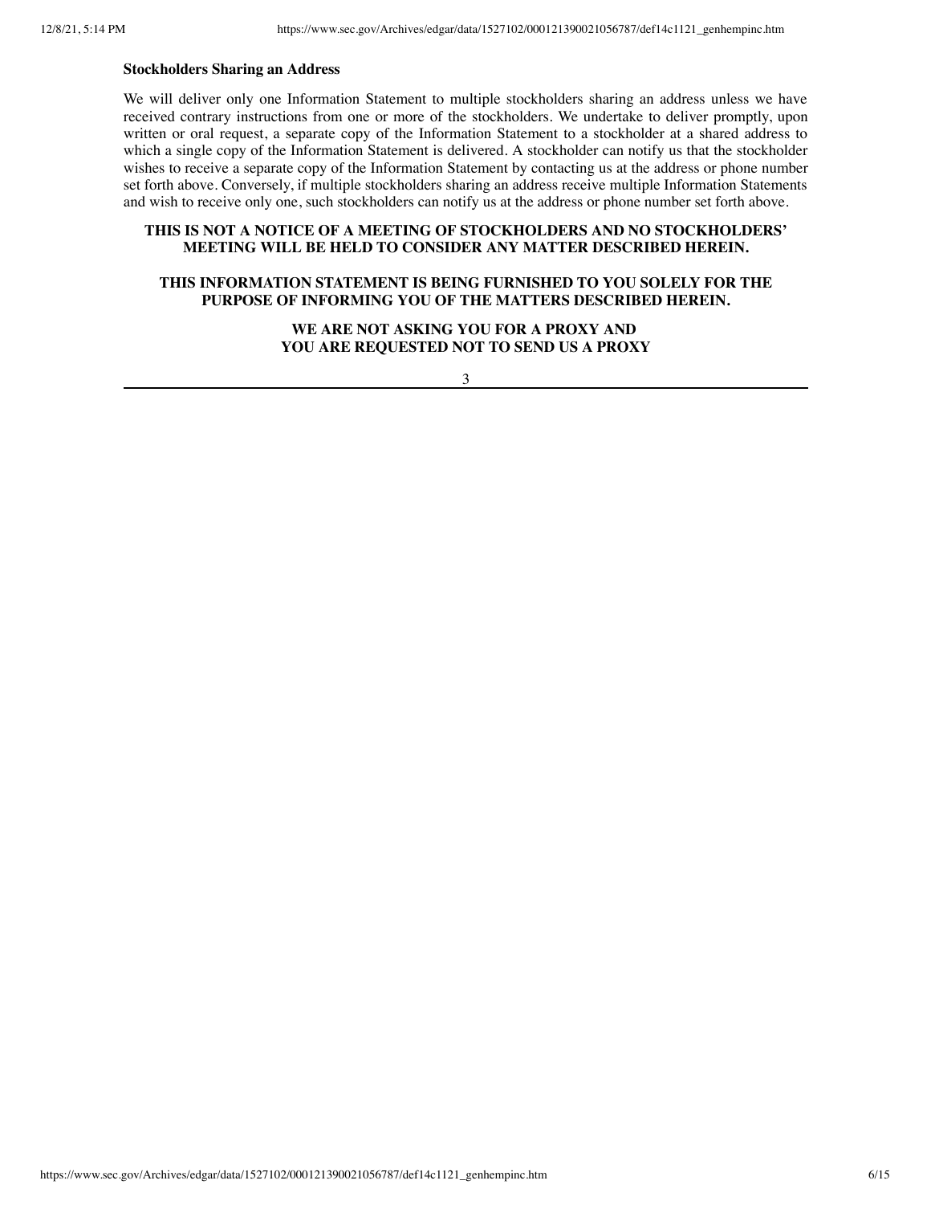**Stockholders Sharing an Address**

We will deliver only one Information Statement to multiple stockholders sharing an address unless we have received contrary instructions from one or more of the stockholders. We undertake to deliver promptly, upon written or oral request, a separate copy of the Information Statement to a stockholder at a shared address to which a single copy of the Information Statement is delivered. A stockholder can notify us that the stockholder wishes to receive a separate copy of the Information Statement by contacting us at the address or phone number set forth above. Conversely, if multiple stockholders sharing an address receive multiple Information Statements and wish to receive only one, such stockholders can notify us at the address or phone number set forth above.

**THIS IS NOT A NOTICE OF A MEETING OF STOCKHOLDERS AND NO STOCKHOLDERS' MEETING WILL BE HELD TO CONSIDER ANY MATTER DESCRIBED HEREIN.**

**THIS INFORMATION STATEMENT IS BEING FURNISHED TO YOU SOLELY FOR THE PURPOSE OF INFORMING YOU OF THE MATTERS DESCRIBED HEREIN.**

**WE ARE NOT ASKING YOU FOR A PROXY AND YOU ARE REQUESTED NOT TO SEND US A PROXY**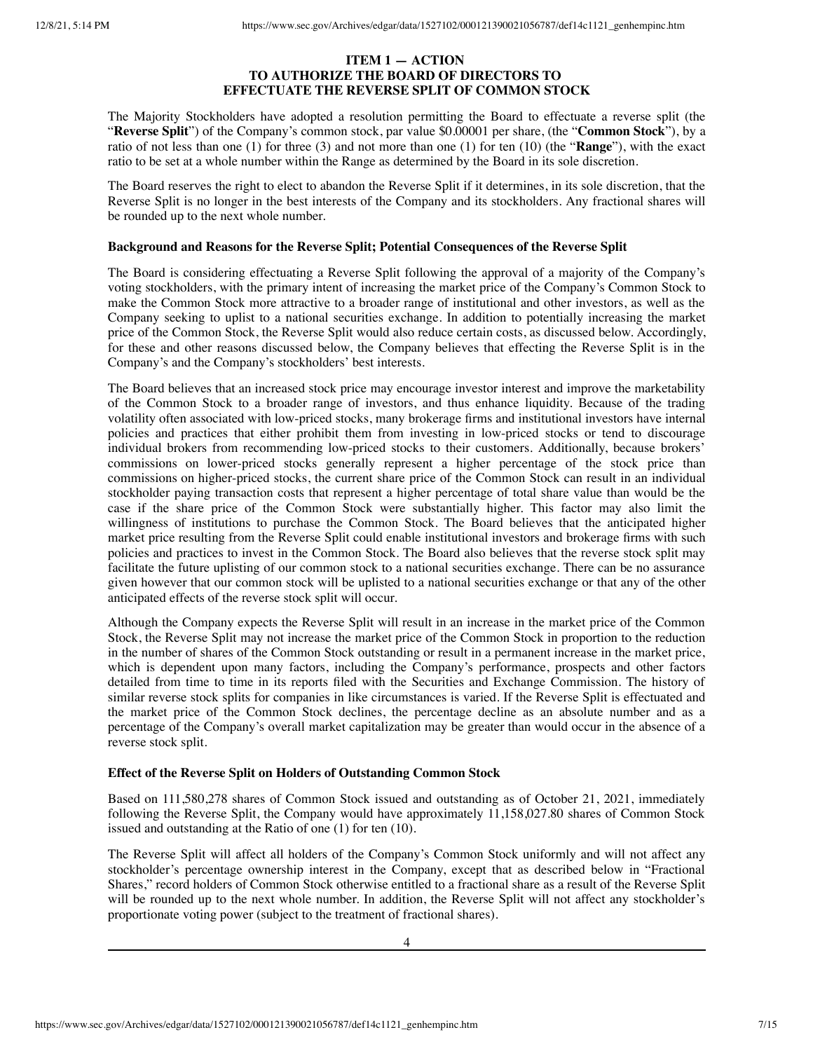## ITEM 1 — ACTION TO AUTHORIZE THE BOARD OF DIRECTORS TO EFFECTUATE THE REVERSE SPLIT OF COMMON STOCK

The Majority Stockholders have adopted a resolution permitting the Board to effectuate a reverse split (the "**Reverse Split**") of the Company's common stock, par value $0.00001 per share, (the "**Common Stock**"), by a ratio of not less than one (1) for three (3) and not more than one (1) for ten (10) (the "**Range**"), with the exact ratio to be set at a whole number within the Range as determined by the Board in its sole discretion.

The Board reserves the right to elect to abandon the Reverse Split if it determines, in its sole discretion, that the Reverse Split is no longer in the best interests of the Company and its stockholders. Any fractional shares will be rounded up to the next whole number.

**Background and Reasons for the Reverse Split; Potential Consequences of the Reverse Split**

The Board is considering effectuating a Reverse Split following the approval of a majority of the Company's voting stockholders, with the primary intent of increasing the market price of the Company's Common Stock to make the Common Stock more attractive to a broader range of institutional and other investors, as well as the Company seeking to uplist to a national securities exchange. In addition to potentially increasing the market price of the Common Stock, the Reverse Split would also reduce certain costs, as discussed below. Accordingly, for these and other reasons discussed below, the Company believes that effecting the Reverse Split is in the Company's and the Company's stockholders' best interests.

The Board believes that an increased stock price may encourage investor interest and improve the marketability of the Common Stock to a broader range of investors, and thus enhance liquidity. Because of the trading volatility often associated with low-priced stocks, many brokerage firms and institutional investors have internal policies and practices that either prohibit them from investing in low-priced stocks or tend to discourage individual brokers from recommending low-priced stocks to their customers. Additionally, because brokers' commissions on lower-priced stocks generally represent a higher percentage of the stock price than commissions on higher-priced stocks, the current share price of the Common Stock can result in an individual stockholder paying transaction costs that represent a higher percentage of total share value than would be the case if the share price of the Common Stock were substantially higher. This factor may also limit the willingness of institutions to purchase the Common Stock. The Board believes that the anticipated higher market price resulting from the Reverse Split could enable institutional investors and brokerage firms with such policies and practices to invest in the Common Stock. The Board also believes that the reverse stock split may facilitate the future uplisting of our common stock to a national securities exchange. There can be no assurance given however that our common stock will be uplisted to a national securities exchange or that any of the other anticipated effects of the reverse stock split will occur.

Although the Company expects the Reverse Split will result in an increase in the market price of the Common Stock, the Reverse Split may not increase the market price of the Common Stock in proportion to the reduction in the number of shares of the Common Stock outstanding or result in a permanent increase in the market price, which is dependent upon many factors, including the Company's performance, prospects and other factors detailed from time to time in its reports filed with the Securities and Exchange Commission. The history of similar reverse stock splits for companies in like circumstances is varied. If the Reverse Split is effectuated and the market price of the Common Stock declines, the percentage decline as an absolute number and as a percentage of the Company's overall market capitalization may be greater than would occur in the absence of a reverse stock split.

**Effect of the Reverse Split on Holders of Outstanding Common Stock**

Based on 111,580,278 shares of Common Stock issued and outstanding as of October 21, 2021, immediately following the Reverse Split, the Company would have approximately 11,158,027.80 shares of Common Stock issued and outstanding at the Ratio of one (1) for ten (10).

The Reverse Split will affect all holders of the Company's Common Stock uniformly and will not affect any stockholder's percentage ownership interest in the Company, except that as described below in "Fractional Shares," record holders of Common Stock otherwise entitled to a fractional share as a result of the Reverse Split will be rounded up to the next whole number. In addition, the Reverse Split will not affect any stockholder's proportionate voting power (subject to the treatment of fractional shares).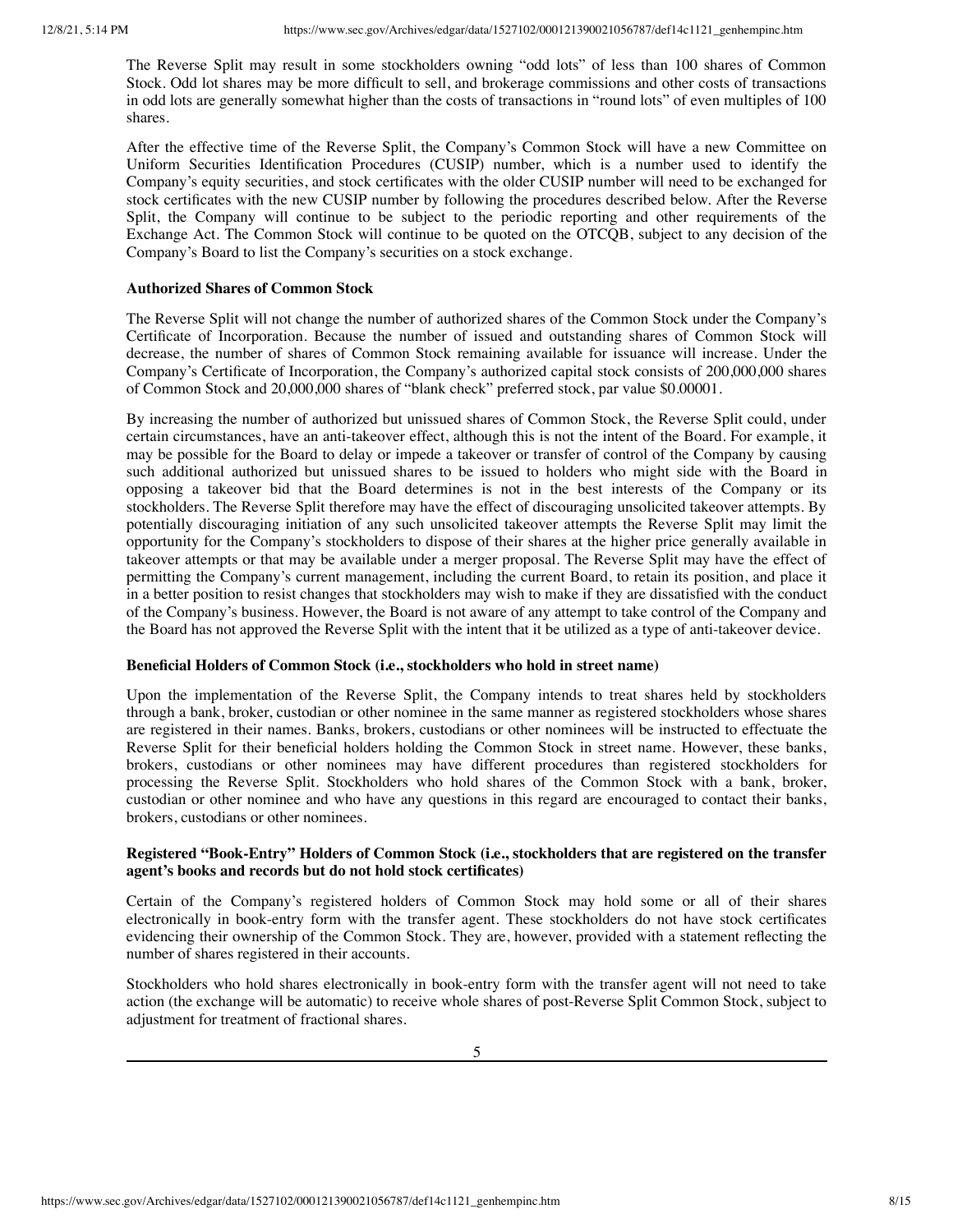The Reverse Split may result in some stockholders owning "odd lots" of less than 100 shares of Common Stock. Odd lot shares may be more difficult to sell, and brokerage commissions and other costs of transactions in odd lots are generally somewhat higher than the costs of transactions in "round lots" of even multiples of 100 shares.

After the effective time of the Reverse Split, the Company's Common Stock will have a new Committee on Uniform Securities Identification Procedures (CUSIP) number, which is a number used to identify the Company's equity securities, and stock certificates with the older CUSIP number will need to be exchanged for stock certificates with the new CUSIP number by following the procedures described below. After the Reverse Split, the Company will continue to be subject to the periodic reporting and other requirements of the Exchange Act. The Common Stock will continue to be quoted on the OTCQB, subject to any decision of the Company's Board to list the Company's securities on a stock exchange.

**Authorized Shares of Common Stock**

The Reverse Split will not change the number of authorized shares of the Common Stock under the Company's Certificate of Incorporation. Because the number of issued and outstanding shares of Common Stock will decrease, the number of shares of Common Stock remaining available for issuance will increase. Under the Company's Certificate of Incorporation, the Company's authorized capital stock consists of 200,000,000 shares of Common Stock and 20,000,000 shares of "blank check" preferred stock, par value $0.00001.

By increasing the number of authorized but unissued shares of Common Stock, the Reverse Split could, under certain circumstances, have an anti-takeover effect, although this is not the intent of the Board. For example, it may be possible for the Board to delay or impede a takeover or transfer of control of the Company by causing such additional authorized but unissued shares to be issued to holders who might side with the Board in opposing a takeover bid that the Board determines is not in the best interests of the Company or its stockholders. The Reverse Split therefore may have the effect of discouraging unsolicited takeover attempts. By potentially discouraging initiation of any such unsolicited takeover attempts the Reverse Split may limit the opportunity for the Company's stockholders to dispose of their shares at the higher price generally available in takeover attempts or that may be available under a merger proposal. The Reverse Split may have the effect of permitting the Company's current management, including the current Board, to retain its position, and place it in a better position to resist changes that stockholders may wish to make if they are dissatisfied with the conduct of the Company's business. However, the Board is not aware of any attempt to take control of the Company and the Board has not approved the Reverse Split with the intent that it be utilized as a type of anti-takeover device.

**Beneficial Holders of Common Stock (i.e., stockholders who hold in street name)**

Upon the implementation of the Reverse Split, the Company intends to treat shares held by stockholders through a bank, broker, custodian or other nominee in the same manner as registered stockholders whose shares are registered in their names. Banks, brokers, custodians or other nominees will be instructed to effectuate the Reverse Split for their beneficial holders holding the Common Stock in street name. However, these banks, brokers, custodians or other nominees may have different procedures than registered stockholders for processing the Reverse Split. Stockholders who hold shares of the Common Stock with a bank, broker, custodian or other nominee and who have any questions in this regard are encouraged to contact their banks, brokers, custodians or other nominees.

**Registered "Book-Entry" Holders of Common Stock (i.e., stockholders that are registered on the transfer agent's books and records but do not hold stock certificates)**

Certain of the Company's registered holders of Common Stock may hold some or all of their shares electronically in book-entry form with the transfer agent. These stockholders do not have stock certificates evidencing their ownership of the Common Stock. They are, however, provided with a statement reflecting the number of shares registered in their accounts.

Stockholders who hold shares electronically in book-entry form with the transfer agent will not need to take action (the exchange will be automatic) to receive whole shares of post-Reverse Split Common Stock, subject to adjustment for treatment of fractional shares.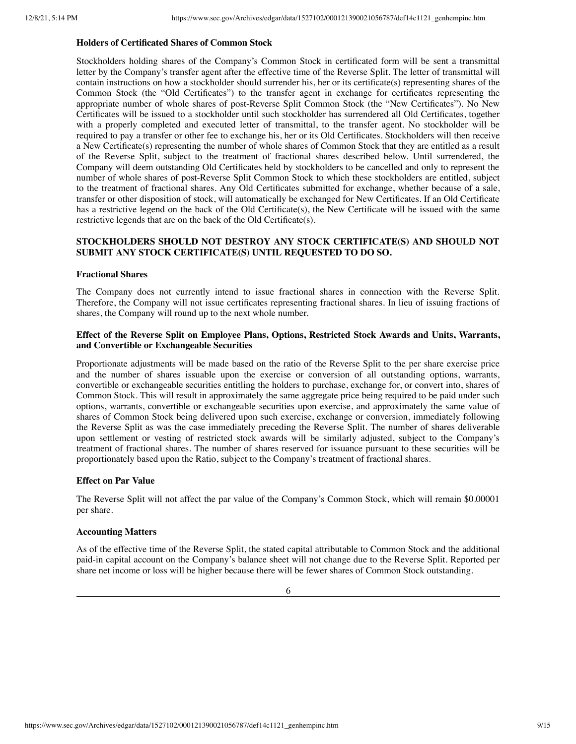**Holders of Certificated Shares of Common Stock**

Stockholders holding shares of the Company's Common Stock in certificated form will be sent a transmittal letter by the Company's transfer agent after the effective time of the Reverse Split. The letter of transmittal will contain instructions on how a stockholder should surrender his, her or its certificate(s) representing shares of the Common Stock (the "Old Certificates") to the transfer agent in exchange for certificates representing the appropriate number of whole shares of post-Reverse Split Common Stock (the "New Certificates"). No New Certificates will be issued to a stockholder until such stockholder has surrendered all Old Certificates, together with a properly completed and executed letter of transmittal, to the transfer agent. No stockholder will be required to pay a transfer or other fee to exchange his, her or its Old Certificates. Stockholders will then receive a New Certificate(s) representing the number of whole shares of Common Stock that they are entitled as a result of the Reverse Split, subject to the treatment of fractional shares described below. Until surrendered, the Company will deem outstanding Old Certificates held by stockholders to be cancelled and only to represent the number of whole shares of post-Reverse Split Common Stock to which these stockholders are entitled, subject to the treatment of fractional shares. Any Old Certificates submitted for exchange, whether because of a sale, transfer or other disposition of stock, will automatically be exchanged for New Certificates. If an Old Certificate has a restrictive legend on the back of the Old Certificate(s), the New Certificate will be issued with the same restrictive legends that are on the back of the Old Certificate(s).

**STOCKHOLDERS SHOULD NOT DESTROY ANY STOCK CERTIFICATE(S) AND SHOULD NOT SUBMIT ANY STOCK CERTIFICATE(S) UNTIL REQUESTED TO DO SO.**

**Fractional Shares**

The Company does not currently intend to issue fractional shares in connection with the Reverse Split. Therefore, the Company will not issue certificates representing fractional shares. In lieu of issuing fractions of shares, the Company will round up to the next whole number.

**Effect of the Reverse Split on Employee Plans, Options, Restricted Stock Awards and Units, Warrants, and Convertible or Exchangeable Securities**

Proportionate adjustments will be made based on the ratio of the Reverse Split to the per share exercise price and the number of shares issuable upon the exercise or conversion of all outstanding options, warrants, convertible or exchangeable securities entitling the holders to purchase, exchange for, or convert into, shares of Common Stock. This will result in approximately the same aggregate price being required to be paid under such options, warrants, convertible or exchangeable securities upon exercise, and approximately the same value of shares of Common Stock being delivered upon such exercise, exchange or conversion, immediately following the Reverse Split as was the case immediately preceding the Reverse Split. The number of shares deliverable upon settlement or vesting of restricted stock awards will be similarly adjusted, subject to the Company's treatment of fractional shares. The number of shares reserved for issuance pursuant to these securities will be proportionately based upon the Ratio, subject to the Company's treatment of fractional shares.

**Effect on Par Value**

The Reverse Split will not affect the par value of the Company's Common Stock, which will remain $0.00001 per share.

**Accounting Matters**

As of the effective time of the Reverse Split, the stated capital attributable to Common Stock and the additional paid-in capital account on the Company's balance sheet will not change due to the Reverse Split. Reported per share net income or loss will be higher because there will be fewer shares of Common Stock outstanding.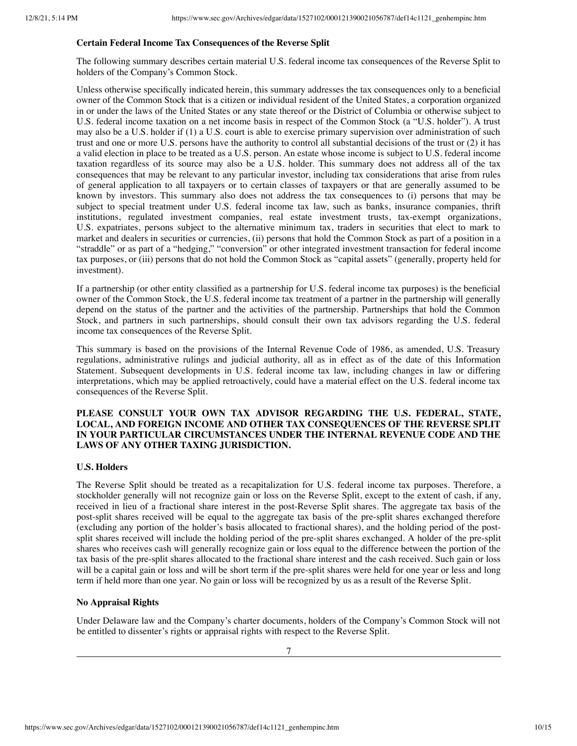**Certain Federal Income Tax Consequences of the Reverse Split**

The following summary describes certain material U.S. federal income tax consequences of the Reverse Split to holders of the Company's Common Stock.

Unless otherwise specifically indicated herein, this summary addresses the tax consequences only to a beneficial owner of the Common Stock that is a citizen or individual resident of the United States, a corporation organized in or under the laws of the United States or any state thereof or the District of Columbia or otherwise subject to U.S. federal income taxation on a net income basis in respect of the Common Stock (a "U.S. holder"). A trust may also be a U.S. holder if (1) a U.S. court is able to exercise primary supervision over administration of such trust and one or more U.S. persons have the authority to control all substantial decisions of the trust or (2) it has a valid election in place to be treated as a U.S. person. An estate whose income is subject to U.S. federal income taxation regardless of its source may also be a U.S. holder. This summary does not address all of the tax consequences that may be relevant to any particular investor, including tax considerations that arise from rules of general application to all taxpayers or to certain classes of taxpayers or that are generally assumed to be known by investors. This summary also does not address the tax consequences to (i) persons that may be subject to special treatment under U.S. federal income tax law, such as banks, insurance companies, thrift institutions, regulated investment companies, real estate investment trusts, tax-exempt organizations, U.S. expatriates, persons subject to the alternative minimum tax, traders in securities that elect to mark to market and dealers in securities or currencies, (ii) persons that hold the Common Stock as part of a position in a "straddle" or as part of a "hedging," "conversion" or other integrated investment transaction for federal income tax purposes, or (iii) persons that do not hold the Common Stock as "capital assets" (generally, property held for investment).

If a partnership (or other entity classified as a partnership for U.S. federal income tax purposes) is the beneficial owner of the Common Stock, the U.S. federal income tax treatment of a partner in the partnership will generally depend on the status of the partner and the activities of the partnership. Partnerships that hold the Common Stock, and partners in such partnerships, should consult their own tax advisors regarding the U.S. federal income tax consequences of the Reverse Split.

This summary is based on the provisions of the Internal Revenue Code of 1986, as amended, U.S. Treasury regulations, administrative rulings and judicial authority, all as in effect as of the date of this Information Statement. Subsequent developments in U.S. federal income tax law, including changes in law or differing interpretations, which may be applied retroactively, could have a material effect on the U.S. federal income tax consequences of the Reverse Split.

**PLEASE CONSULT YOUR OWN TAX ADVISOR REGARDING THE U.S. FEDERAL, STATE, LOCAL, AND FOREIGN INCOME AND OTHER TAX CONSEQUENCES OF THE REVERSE SPLIT IN YOUR PARTICULAR CIRCUMSTANCES UNDER THE INTERNAL REVENUE CODE AND THE LAWS OF ANY OTHER TAXING JURISDICTION.**

**U.S. Holders**

The Reverse Split should be treated as a recapitalization for U.S. federal income tax purposes. Therefore, a stockholder generally will not recognize gain or loss on the Reverse Split, except to the extent of cash, if any, received in lieu of a fractional share interest in the post-Reverse Split shares. The aggregate tax basis of the post-split shares received will be equal to the aggregate tax basis of the pre-split shares exchanged therefore (excluding any portion of the holder's basis allocated to fractional shares), and the holding period of the post-split shares received will include the holding period of the pre-split shares exchanged. A holder of the pre-split shares who receives cash will generally recognize gain or loss equal to the difference between the portion of the tax basis of the pre-split shares allocated to the fractional share interest and the cash received. Such gain or loss will be a capital gain or loss and will be short term if the pre-split shares were held for one year or less and long term if held more than one year. No gain or loss will be recognized by us as a result of the Reverse Split.

**No Appraisal Rights**

Under Delaware law and the Company's charter documents, holders of the Company's Common Stock will not be entitled to dissenter's rights or appraisal rights with respect to the Reverse Split.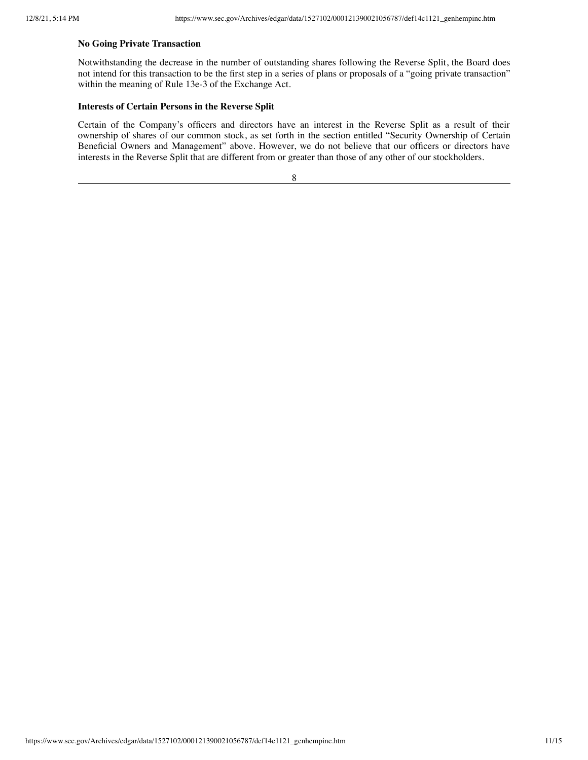### No Going Private Transaction

Notwithstanding the decrease in the number of outstanding shares following the Reverse Split, the Board does not intend for this transaction to be the first step in a series of plans or proposals of a "going private transaction" within the meaning of Rule 13e-3 of the Exchange Act.

### Interests of Certain Persons in the Reverse Split

Certain of the Company's officers and directors have an interest in the Reverse Split as a result of their ownership of shares of our common stock, as set forth in the section entitled "Security Ownership of Certain Beneficial Owners and Management" above. However, we do not believe that our officers or directors have interests in the Reverse Split that are different from or greater than those of any other of our stockholders.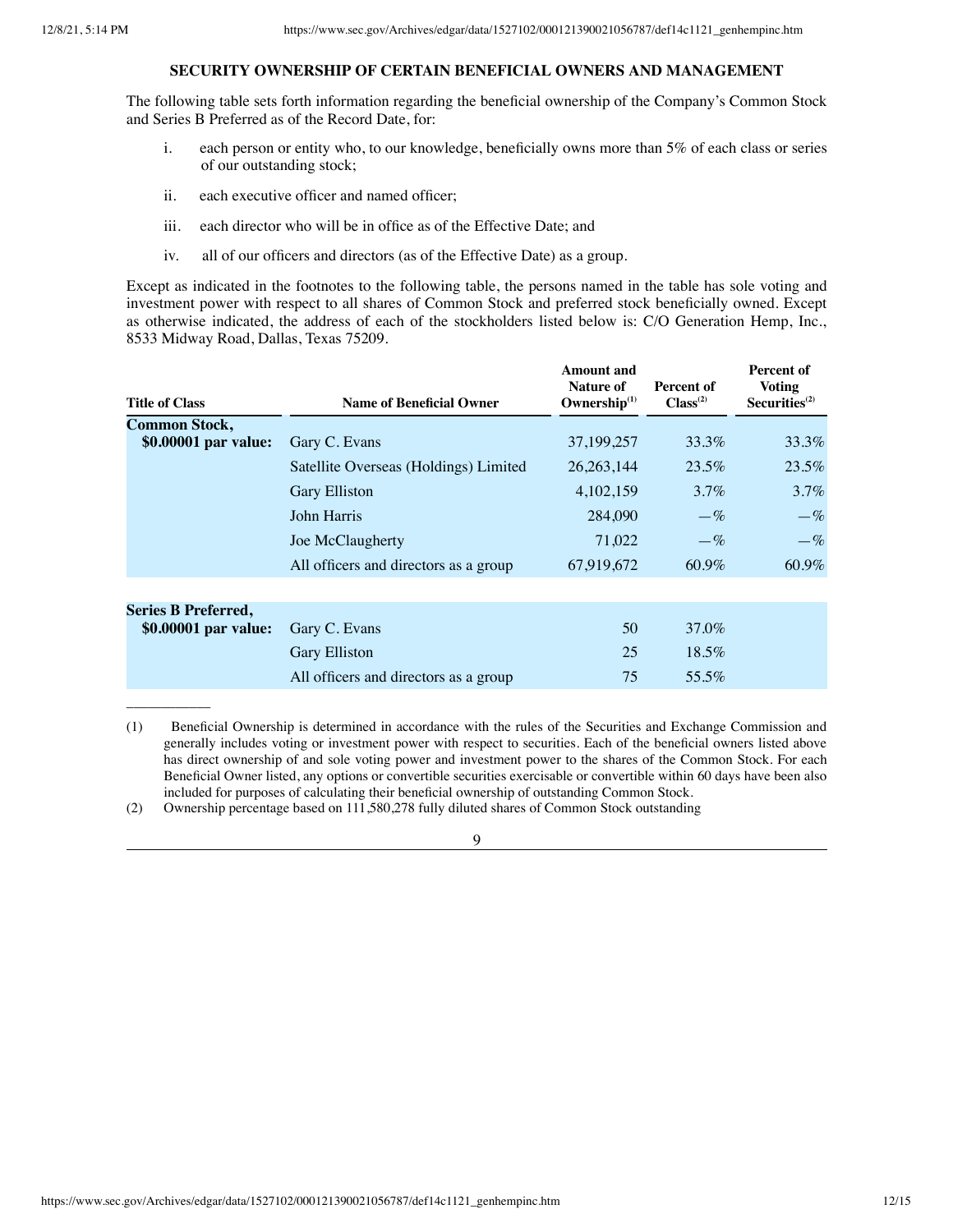## SECURITY OWNERSHIP OF CERTAIN BENEFICIAL OWNERS AND MANAGEMENT

The following table sets forth information regarding the beneficial ownership of the Company's Common Stock and Series B Preferred as of the Record Date, for:

i. each person or entity who, to our knowledge, beneficially owns more than 5% of each class or series of our outstanding stock;

ii. each executive officer and named officer;

iii. each director who will be in office as of the Effective Date; and

iv. all of our officers and directors (as of the Effective Date) as a group.

Except as indicated in the footnotes to the following table, the persons named in the table has sole voting and investment power with respect to all shares of Common Stock and preferred stock beneficially owned. Except as otherwise indicated, the address of each of the stockholders listed below is: C/O Generation Hemp, Inc., 8533 Midway Road, Dallas, Texas 75209.

| Title of Class | Name of Beneficial Owner | Amount and Nature of Ownership[(1)] | Percent of Class[(2)] | Percent of Voting Securities[(2)] |
|---|---|---|---|---|
| **Common Stock, $0.00001 par value:** | Gary C. Evans | 37,199,257 | 33.3% | 33.3% |
| | Satellite Overseas (Holdings) Limited | 26,263,144 | 23.5% | 23.5% |
| | Gary Elliston | 4,102,159 | 3.7% | 3.7% |
| | John Harris | 284,090 | —% | —% |
| | Joe McClaugherty | 71,022 | —% | —% |
| | All officers and directors as a group | 67,919,672 | 60.9% | 60.9% |
| | | | | |
| **Series B Preferred, $0.00001 par value:** | Gary C. Evans | 50 | 37.0% | |
| | Gary Elliston | 25 | 18.5% | |
| | All officers and directors as a group | 75 | 55.5% | |

(1) Beneficial Ownership is determined in accordance with the rules of the Securities and Exchange Commission and generally includes voting or investment power with respect to securities. Each of the beneficial owners listed above has direct ownership of and sole voting power and investment power to the shares of the Common Stock. For each Beneficial Owner listed, any options or convertible securities exercisable or convertible within 60 days have been also included for purposes of calculating their beneficial ownership of outstanding Common Stock.

(2) Ownership percentage based on 111,580,278 fully diluted shares of Common Stock outstanding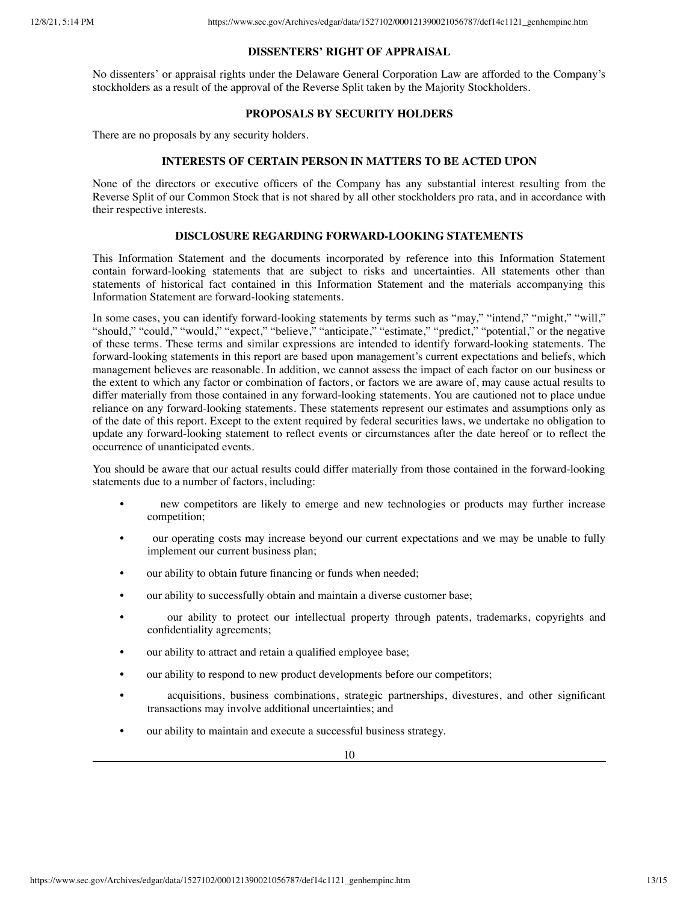## DISSENTERS' RIGHT OF APPRAISAL

No dissenters' or appraisal rights under the Delaware General Corporation Law are afforded to the Company's stockholders as a result of the approval of the Reverse Split taken by the Majority Stockholders.

## PROPOSALS BY SECURITY HOLDERS

There are no proposals by any security holders.

## INTERESTS OF CERTAIN PERSON IN MATTERS TO BE ACTED UPON

None of the directors or executive officers of the Company has any substantial interest resulting from the Reverse Split of our Common Stock that is not shared by all other stockholders pro rata, and in accordance with their respective interests.

## DISCLOSURE REGARDING FORWARD-LOOKING STATEMENTS

This Information Statement and the documents incorporated by reference into this Information Statement contain forward-looking statements that are subject to risks and uncertainties. All statements other than statements of historical fact contained in this Information Statement and the materials accompanying this Information Statement are forward-looking statements.

In some cases, you can identify forward-looking statements by terms such as "may," "intend," "might," "will," "should," "could," "would," "expect," "believe," "anticipate," "estimate," "predict," "potential," or the negative of these terms. These terms and similar expressions are intended to identify forward-looking statements. The forward-looking statements in this report are based upon management's current expectations and beliefs, which management believes are reasonable. In addition, we cannot assess the impact of each factor on our business or the extent to which any factor or combination of factors, or factors we are aware of, may cause actual results to differ materially from those contained in any forward-looking statements. You are cautioned not to place undue reliance on any forward-looking statements. These statements represent our estimates and assumptions only as of the date of this report. Except to the extent required by federal securities laws, we undertake no obligation to update any forward-looking statement to reflect events or circumstances after the date hereof or to reflect the occurrence of unanticipated events.

You should be aware that our actual results could differ materially from those contained in the forward-looking statements due to a number of factors, including:

- new competitors are likely to emerge and new technologies or products may further increase competition;
- our operating costs may increase beyond our current expectations and we may be unable to fully implement our current business plan;
- our ability to obtain future financing or funds when needed;
- our ability to successfully obtain and maintain a diverse customer base;
- our ability to protect our intellectual property through patents, trademarks, copyrights and confidentiality agreements;
- our ability to attract and retain a qualified employee base;
- our ability to respond to new product developments before our competitors;
- acquisitions, business combinations, strategic partnerships, divestures, and other significant transactions may involve additional uncertainties; and
- our ability to maintain and execute a successful business strategy.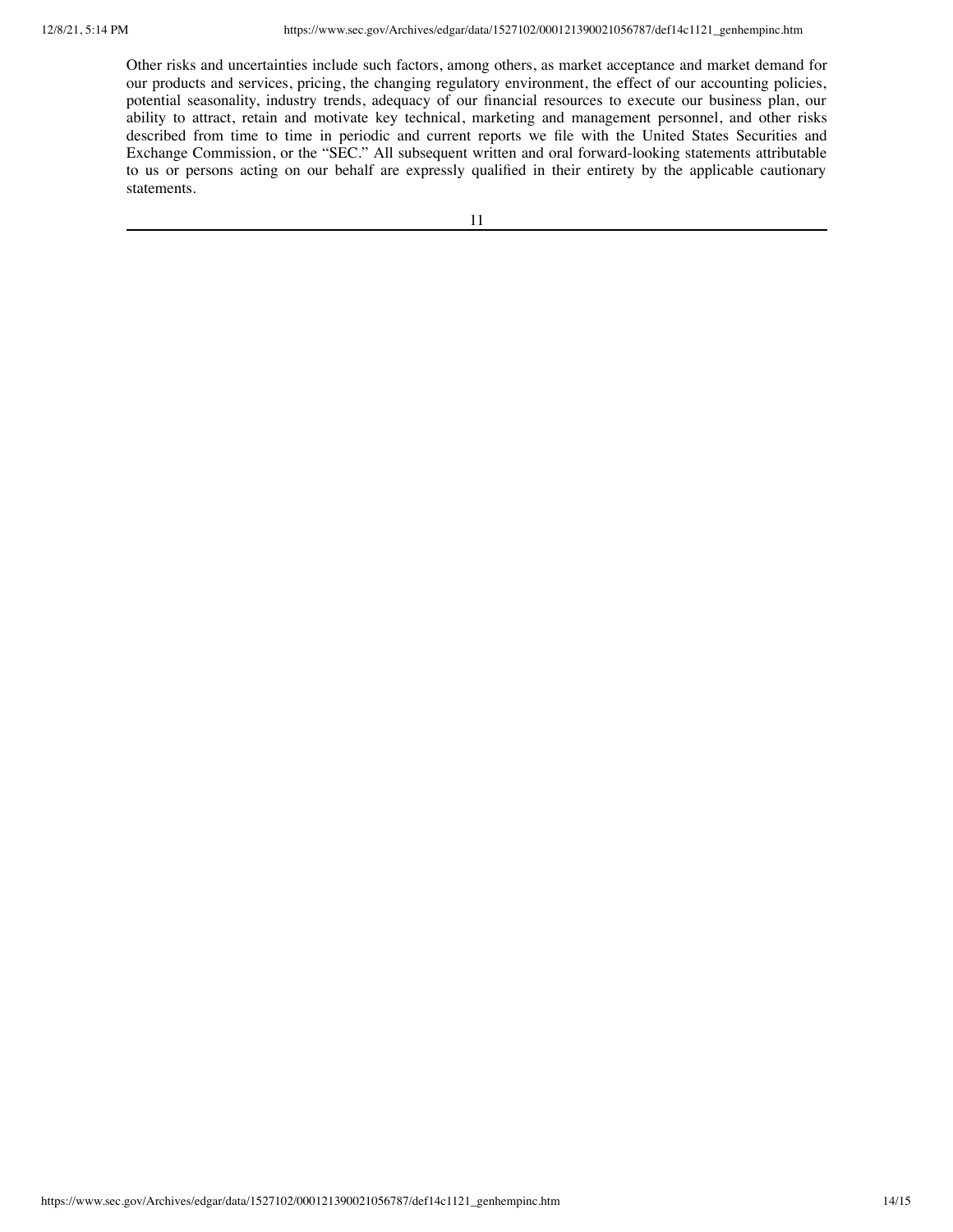Other risks and uncertainties include such factors, among others, as market acceptance and market demand for our products and services, pricing, the changing regulatory environment, the effect of our accounting policies, potential seasonality, industry trends, adequacy of our financial resources to execute our business plan, our ability to attract, retain and motivate key technical, marketing and management personnel, and other risks described from time to time in periodic and current reports we file with the United States Securities and Exchange Commission, or the "SEC." All subsequent written and oral forward-looking statements attributable to us or persons acting on our behalf are expressly qualified in their entirety by the applicable cautionary statements.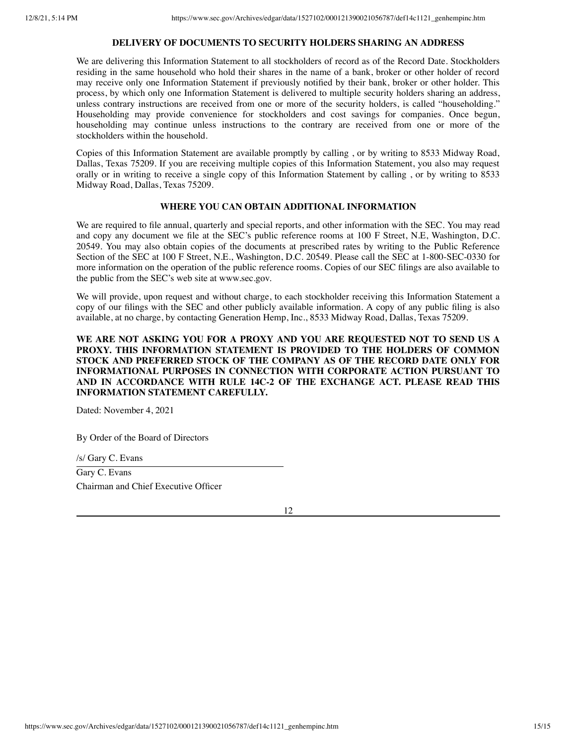## DELIVERY OF DOCUMENTS TO SECURITY HOLDERS SHARING AN ADDRESS

We are delivering this Information Statement to all stockholders of record as of the Record Date. Stockholders residing in the same household who hold their shares in the name of a bank, broker or other holder of record may receive only one Information Statement if previously notified by their bank, broker or other holder. This process, by which only one Information Statement is delivered to multiple security holders sharing an address, unless contrary instructions are received from one or more of the security holders, is called "householding." Householding may provide convenience for stockholders and cost savings for companies. Once begun, householding may continue unless instructions to the contrary are received from one or more of the stockholders within the household.

Copies of this Information Statement are available promptly by calling , or by writing to 8533 Midway Road, Dallas, Texas 75209. If you are receiving multiple copies of this Information Statement, you also may request orally or in writing to receive a single copy of this Information Statement by calling , or by writing to 8533 Midway Road, Dallas, Texas 75209.

## WHERE YOU CAN OBTAIN ADDITIONAL INFORMATION

We are required to file annual, quarterly and special reports, and other information with the SEC. You may read and copy any document we file at the SEC's public reference rooms at 100 F Street, N.E, Washington, D.C. 20549. You may also obtain copies of the documents at prescribed rates by writing to the Public Reference Section of the SEC at 100 F Street, N.E., Washington, D.C. 20549. Please call the SEC at 1-800-SEC-0330 for more information on the operation of the public reference rooms. Copies of our SEC filings are also available to the public from the SEC's web site at www.sec.gov.

We will provide, upon request and without charge, to each stockholder receiving this Information Statement a copy of our filings with the SEC and other publicly available information. A copy of any public filing is also available, at no charge, by contacting Generation Hemp, Inc., 8533 Midway Road, Dallas, Texas 75209.

**WE ARE NOT ASKING YOU FOR A PROXY AND YOU ARE REQUESTED NOT TO SEND US A PROXY. THIS INFORMATION STATEMENT IS PROVIDED TO THE HOLDERS OF COMMON STOCK AND PREFERRED STOCK OF THE COMPANY AS OF THE RECORD DATE ONLY FOR INFORMATIONAL PURPOSES IN CONNECTION WITH CORPORATE ACTION PURSUANT TO AND IN ACCORDANCE WITH RULE 14C-2 OF THE EXCHANGE ACT. PLEASE READ THIS INFORMATION STATEMENT CAREFULLY.**

Dated: November 4, 2021

By Order of the Board of Directors

/s/ Gary C. Evans

Gary C. Evans

Chairman and Chief Executive Officer